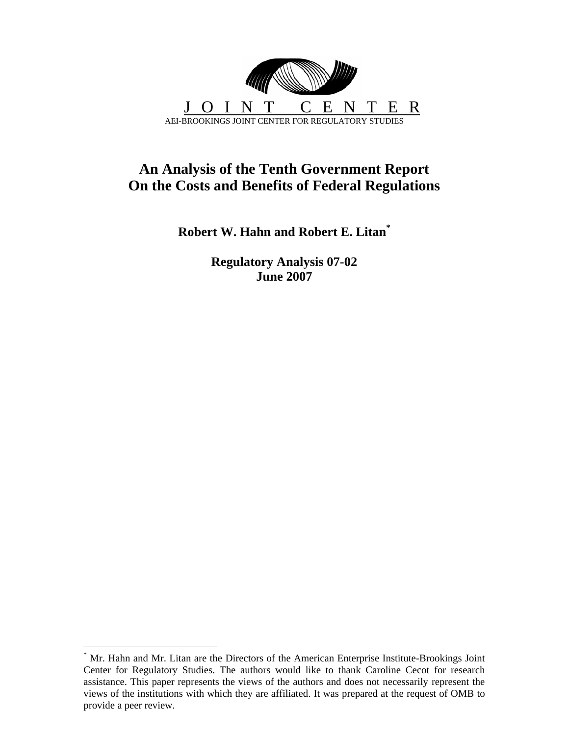J O I N T   C E N T E R

AEI-BROOKINGS JOINT CENTER FOR REGULATORY STUDIES

# An Analysis of the Tenth Government Report On the Costs and Benefits of Federal Regulations

**Robert W. Hahn and Robert E. Litan***

**Regulatory Analysis 07-02**
**June 2007**

---

* Mr. Hahn and Mr. Litan are the Directors of the American Enterprise Institute-Brookings Joint Center for Regulatory Studies. The authors would like to thank Caroline Cecot for research assistance. This paper represents the views of the authors and does not necessarily represent the views of the institutions with which they are affiliated. It was prepared at the request of OMB to provide a peer review.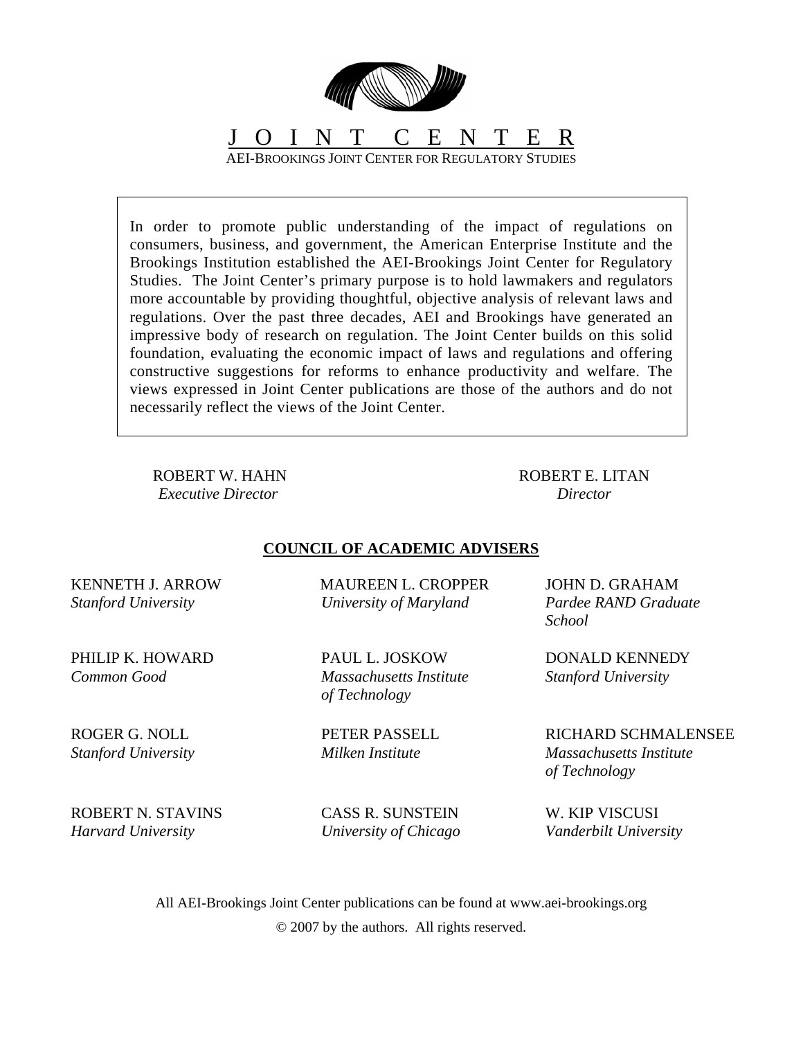# J O I N T C E N T E R

AEI-BROOKINGS JOINT CENTER FOR REGULATORY STUDIES

In order to promote public understanding of the impact of regulations on consumers, business, and government, the American Enterprise Institute and the Brookings Institution established the AEI-Brookings Joint Center for Regulatory Studies. The Joint Center's primary purpose is to hold lawmakers and regulators more accountable by providing thoughtful, objective analysis of relevant laws and regulations. Over the past three decades, AEI and Brookings have generated an impressive body of research on regulation. The Joint Center builds on this solid foundation, evaluating the economic impact of laws and regulations and offering constructive suggestions for reforms to enhance productivity and welfare. The views expressed in Joint Center publications are those of the authors and do not necessarily reflect the views of the Joint Center.

ROBERT W. HAHN
*Executive Director*

ROBERT E. LITAN
*Director*

## COUNCIL OF ACADEMIC ADVISERS

KENNETH J. ARROW
*Stanford University*

MAUREEN L. CROPPER
*University of Maryland*

JOHN D. GRAHAM
*Pardee RAND Graduate School*

PHILIP K. HOWARD
*Common Good*

PAUL L. JOSKOW
*Massachusetts Institute of Technology*

DONALD KENNEDY
*Stanford University*

ROGER G. NOLL
*Stanford University*

PETER PASSELL
*Milken Institute*

RICHARD SCHMALENSEE
*Massachusetts Institute of Technology*

ROBERT N. STAVINS
*Harvard University*

CASS R. SUNSTEIN
*University of Chicago*

W. KIP VISCUSI
*Vanderbilt University*

All AEI-Brookings Joint Center publications can be found at www.aei-brookings.org

© 2007 by the authors. All rights reserved.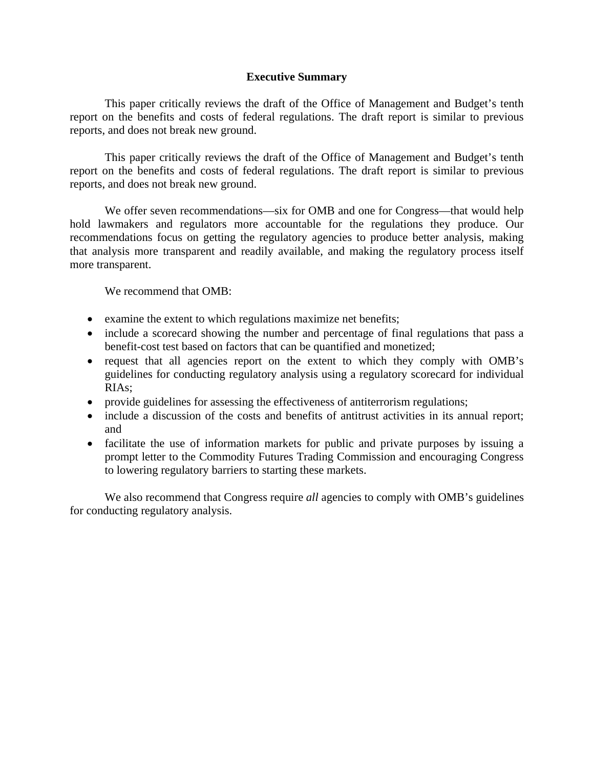# Executive Summary

This paper critically reviews the draft of the Office of Management and Budget's tenth report on the benefits and costs of federal regulations. The draft report is similar to previous reports, and does not break new ground.

This paper critically reviews the draft of the Office of Management and Budget's tenth report on the benefits and costs of federal regulations. The draft report is similar to previous reports, and does not break new ground.

We offer seven recommendations—six for OMB and one for Congress—that would help hold lawmakers and regulators more accountable for the regulations they produce. Our recommendations focus on getting the regulatory agencies to produce better analysis, making that analysis more transparent and readily available, and making the regulatory process itself more transparent.

We recommend that OMB:

- examine the extent to which regulations maximize net benefits;
- include a scorecard showing the number and percentage of final regulations that pass a benefit-cost test based on factors that can be quantified and monetized;
- request that all agencies report on the extent to which they comply with OMB's guidelines for conducting regulatory analysis using a regulatory scorecard for individual RIAs;
- provide guidelines for assessing the effectiveness of antiterrorism regulations;
- include a discussion of the costs and benefits of antitrust activities in its annual report; and
- facilitate the use of information markets for public and private purposes by issuing a prompt letter to the Commodity Futures Trading Commission and encouraging Congress to lowering regulatory barriers to starting these markets.

We also recommend that Congress require *all* agencies to comply with OMB's guidelines for conducting regulatory analysis.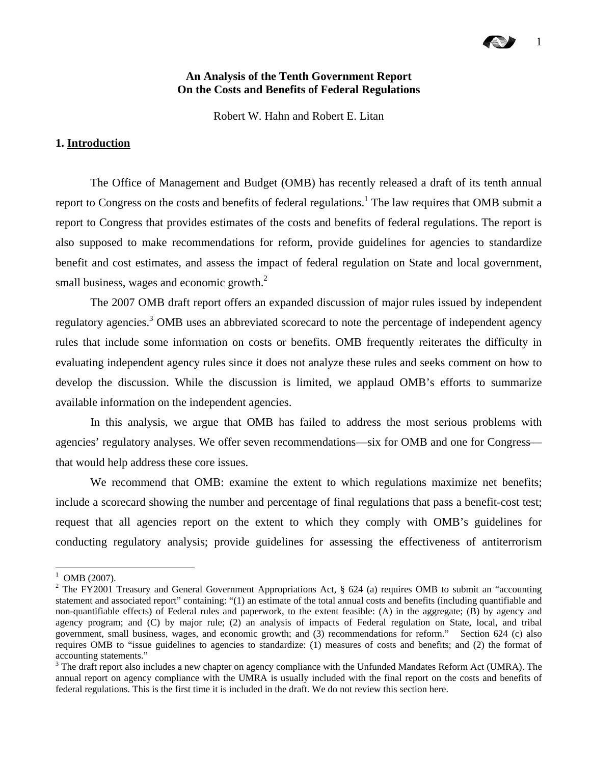**An Analysis of the Tenth Government Report**
**On the Costs and Benefits of Federal Regulations**

Robert W. Hahn and Robert E. Litan

## 1. Introduction

The Office of Management and Budget (OMB) has recently released a draft of its tenth annual report to Congress on the costs and benefits of federal regulations.[1] The law requires that OMB submit a report to Congress that provides estimates of the costs and benefits of federal regulations. The report is also supposed to make recommendations for reform, provide guidelines for agencies to standardize benefit and cost estimates, and assess the impact of federal regulation on State and local government, small business, wages and economic growth.[2]

The 2007 OMB draft report offers an expanded discussion of major rules issued by independent regulatory agencies.[3] OMB uses an abbreviated scorecard to note the percentage of independent agency rules that include some information on costs or benefits. OMB frequently reiterates the difficulty in evaluating independent agency rules since it does not analyze these rules and seeks comment on how to develop the discussion. While the discussion is limited, we applaud OMB's efforts to summarize available information on the independent agencies.

In this analysis, we argue that OMB has failed to address the most serious problems with agencies' regulatory analyses. We offer seven recommendations—six for OMB and one for Congress—that would help address these core issues.

We recommend that OMB: examine the extent to which regulations maximize net benefits; include a scorecard showing the number and percentage of final regulations that pass a benefit-cost test; request that all agencies report on the extent to which they comply with OMB's guidelines for conducting regulatory analysis; provide guidelines for assessing the effectiveness of antiterrorism

---

[1] OMB (2007).

[2] The FY2001 Treasury and General Government Appropriations Act, § 624 (a) requires OMB to submit an "accounting statement and associated report" containing: "(1) an estimate of the total annual costs and benefits (including quantifiable and non-quantifiable effects) of Federal rules and paperwork, to the extent feasible: (A) in the aggregate; (B) by agency and agency program; and (C) by major rule; (2) an analysis of impacts of Federal regulation on State, local, and tribal government, small business, wages, and economic growth; and (3) recommendations for reform." Section 624 (c) also requires OMB to "issue guidelines to agencies to standardize: (1) measures of costs and benefits; and (2) the format of accounting statements."

[3] The draft report also includes a new chapter on agency compliance with the Unfunded Mandates Reform Act (UMRA). The annual report on agency compliance with the UMRA is usually included with the final report on the costs and benefits of federal regulations. This is the first time it is included in the draft. We do not review this section here.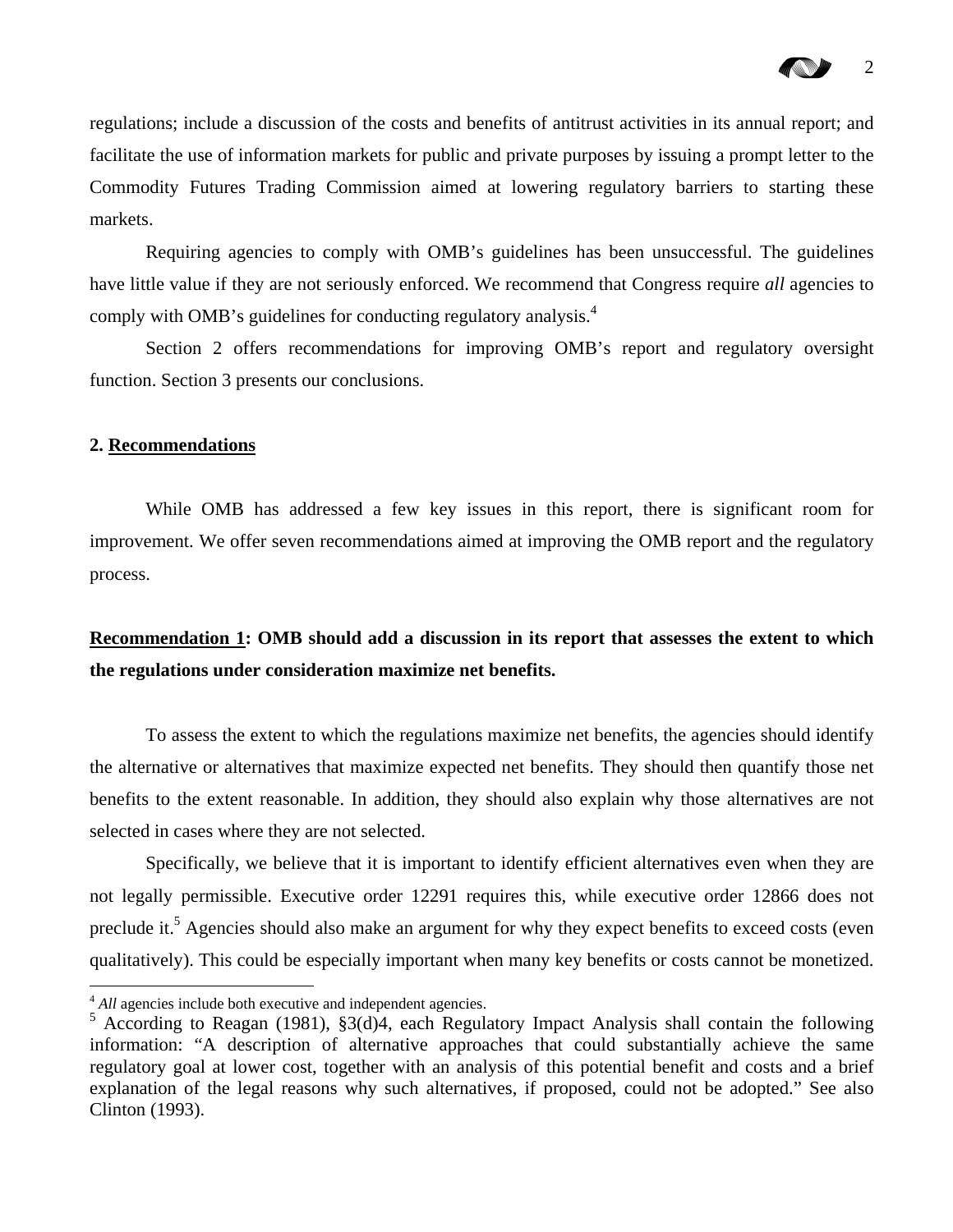regulations; include a discussion of the costs and benefits of antitrust activities in its annual report; and facilitate the use of information markets for public and private purposes by issuing a prompt letter to the Commodity Futures Trading Commission aimed at lowering regulatory barriers to starting these markets.

Requiring agencies to comply with OMB's guidelines has been unsuccessful. The guidelines have little value if they are not seriously enforced. We recommend that Congress require *all* agencies to comply with OMB's guidelines for conducting regulatory analysis.[4]

Section 2 offers recommendations for improving OMB's report and regulatory oversight function. Section 3 presents our conclusions.

## 2. Recommendations

While OMB has addressed a few key issues in this report, there is significant room for improvement. We offer seven recommendations aimed at improving the OMB report and the regulatory process.

**Recommendation 1: OMB should add a discussion in its report that assesses the extent to which the regulations under consideration maximize net benefits.**

To assess the extent to which the regulations maximize net benefits, the agencies should identify the alternative or alternatives that maximize expected net benefits. They should then quantify those net benefits to the extent reasonable. In addition, they should also explain why those alternatives are not selected in cases where they are not selected.

Specifically, we believe that it is important to identify efficient alternatives even when they are not legally permissible. Executive order 12291 requires this, while executive order 12866 does not preclude it.[5] Agencies should also make an argument for why they expect benefits to exceed costs (even qualitatively). This could be especially important when many key benefits or costs cannot be monetized.

---

[4] *All* agencies include both executive and independent agencies.

[5] According to Reagan (1981), §3(d)4, each Regulatory Impact Analysis shall contain the following information: "A description of alternative approaches that could substantially achieve the same regulatory goal at lower cost, together with an analysis of this potential benefit and costs and a brief explanation of the legal reasons why such alternatives, if proposed, could not be adopted." See also Clinton (1993).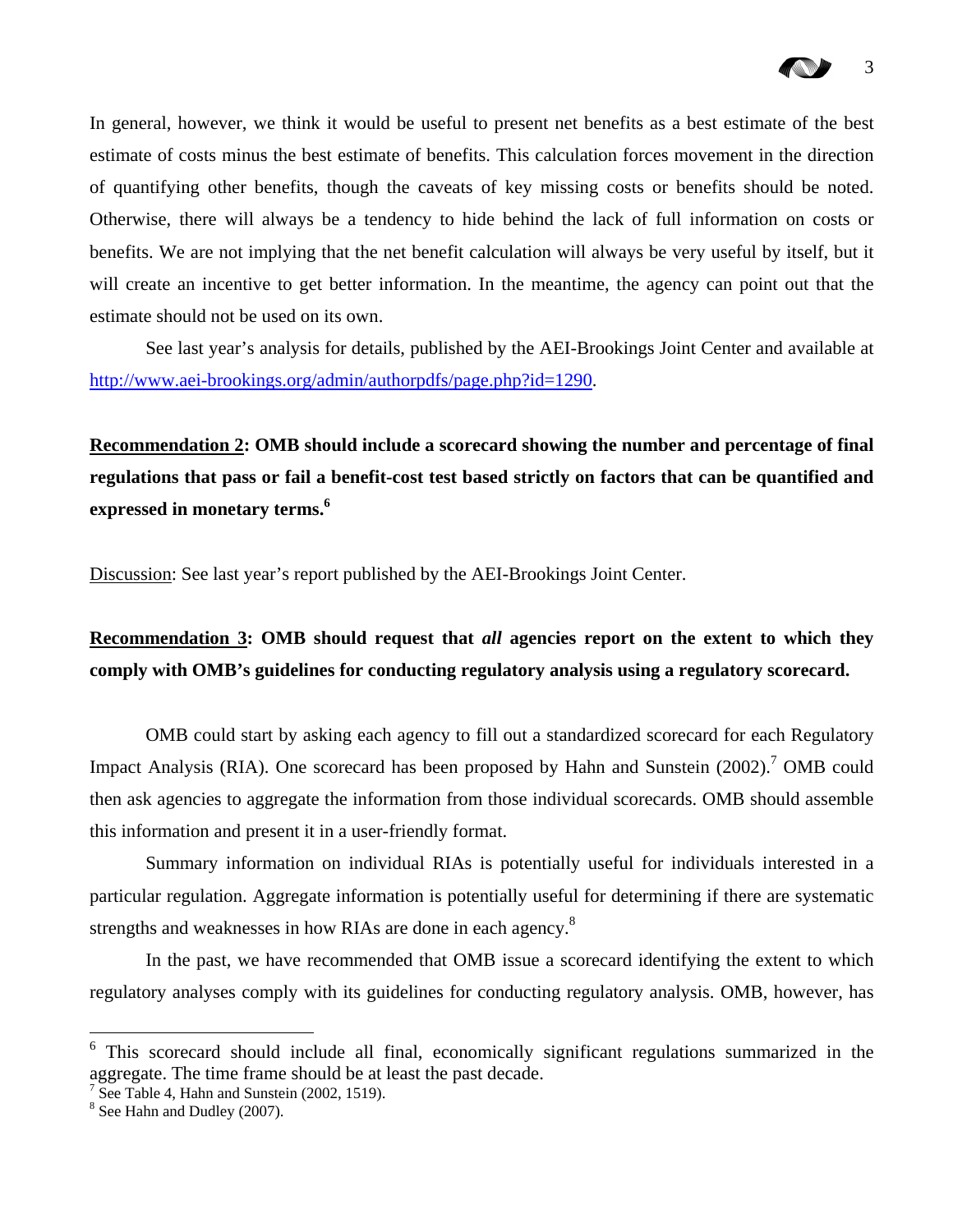In general, however, we think it would be useful to present net benefits as a best estimate of the best estimate of costs minus the best estimate of benefits. This calculation forces movement in the direction of quantifying other benefits, though the caveats of key missing costs or benefits should be noted. Otherwise, there will always be a tendency to hide behind the lack of full information on costs or benefits. We are not implying that the net benefit calculation will always be very useful by itself, but it will create an incentive to get better information. In the meantime, the agency can point out that the estimate should not be used on its own.

See last year's analysis for details, published by the AEI-Brookings Joint Center and available at http://www.aei-brookings.org/admin/authorpdfs/page.php?id=1290.

**Recommendation 2: OMB should include a scorecard showing the number and percentage of final regulations that pass or fail a benefit-cost test based strictly on factors that can be quantified and expressed in monetary terms.**[6]

Discussion: See last year's report published by the AEI-Brookings Joint Center.

**Recommendation 3: OMB should request that *all* agencies report on the extent to which they comply with OMB's guidelines for conducting regulatory analysis using a regulatory scorecard.**

OMB could start by asking each agency to fill out a standardized scorecard for each Regulatory Impact Analysis (RIA). One scorecard has been proposed by Hahn and Sunstein (2002).[7] OMB could then ask agencies to aggregate the information from those individual scorecards. OMB should assemble this information and present it in a user-friendly format.

Summary information on individual RIAs is potentially useful for individuals interested in a particular regulation. Aggregate information is potentially useful for determining if there are systematic strengths and weaknesses in how RIAs are done in each agency.[8]

In the past, we have recommended that OMB issue a scorecard identifying the extent to which regulatory analyses comply with its guidelines for conducting regulatory analysis. OMB, however, has

---

[6] This scorecard should include all final, economically significant regulations summarized in the aggregate. The time frame should be at least the past decade.

[7] See Table 4, Hahn and Sunstein (2002, 1519).

[8] See Hahn and Dudley (2007).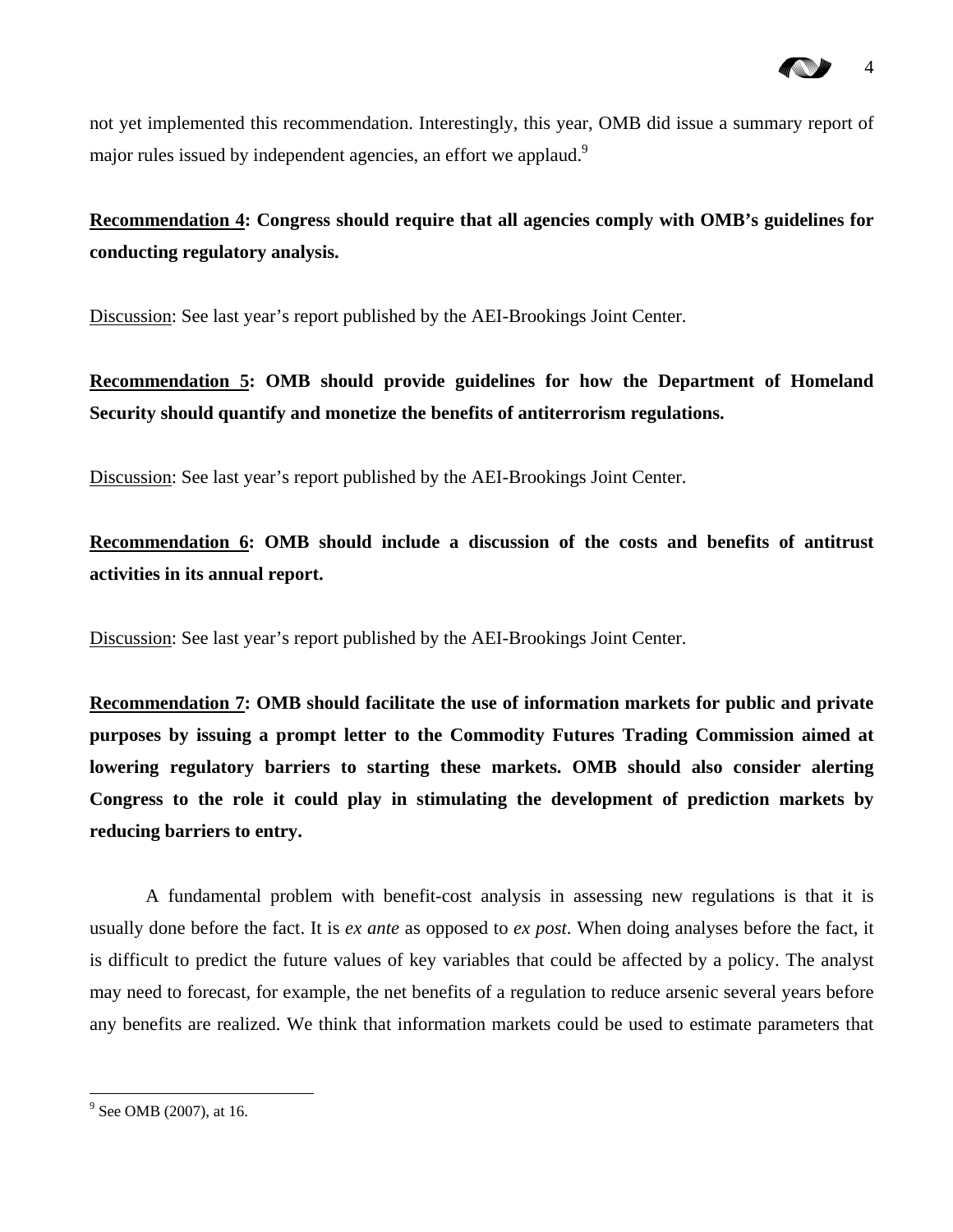not yet implemented this recommendation. Interestingly, this year, OMB did issue a summary report of major rules issued by independent agencies, an effort we applaud.[9]

**Recommendation 4: Congress should require that all agencies comply with OMB's guidelines for conducting regulatory analysis.**

Discussion: See last year's report published by the AEI-Brookings Joint Center.

**Recommendation 5: OMB should provide guidelines for how the Department of Homeland Security should quantify and monetize the benefits of antiterrorism regulations.**

Discussion: See last year's report published by the AEI-Brookings Joint Center.

**Recommendation 6: OMB should include a discussion of the costs and benefits of antitrust activities in its annual report.**

Discussion: See last year's report published by the AEI-Brookings Joint Center.

**Recommendation 7: OMB should facilitate the use of information markets for public and private purposes by issuing a prompt letter to the Commodity Futures Trading Commission aimed at lowering regulatory barriers to starting these markets. OMB should also consider alerting Congress to the role it could play in stimulating the development of prediction markets by reducing barriers to entry.**

A fundamental problem with benefit-cost analysis in assessing new regulations is that it is usually done before the fact. It is *ex ante* as opposed to *ex post*. When doing analyses before the fact, it is difficult to predict the future values of key variables that could be affected by a policy. The analyst may need to forecast, for example, the net benefits of a regulation to reduce arsenic several years before any benefits are realized. We think that information markets could be used to estimate parameters that

[9] See OMB (2007), at 16.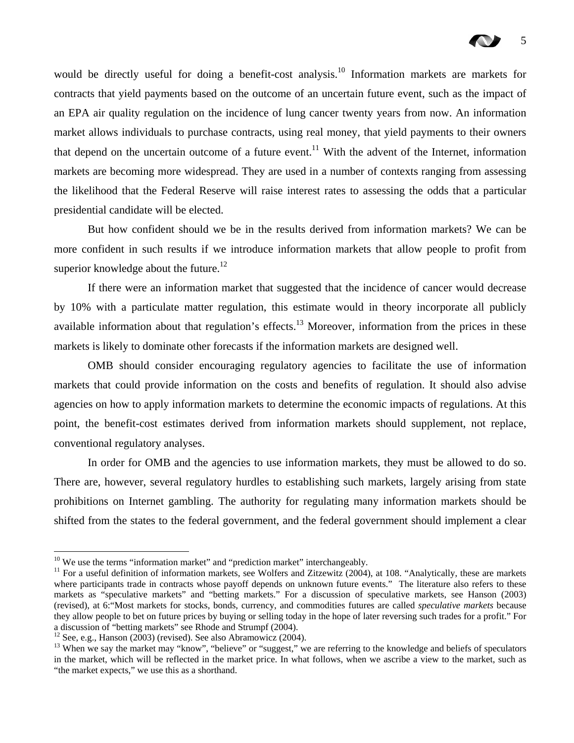would be directly useful for doing a benefit-cost analysis.[10] Information markets are markets for contracts that yield payments based on the outcome of an uncertain future event, such as the impact of an EPA air quality regulation on the incidence of lung cancer twenty years from now. An information market allows individuals to purchase contracts, using real money, that yield payments to their owners that depend on the uncertain outcome of a future event.[11] With the advent of the Internet, information markets are becoming more widespread. They are used in a number of contexts ranging from assessing the likelihood that the Federal Reserve will raise interest rates to assessing the odds that a particular presidential candidate will be elected.

But how confident should we be in the results derived from information markets? We can be more confident in such results if we introduce information markets that allow people to profit from superior knowledge about the future.[12]

If there were an information market that suggested that the incidence of cancer would decrease by 10% with a particulate matter regulation, this estimate would in theory incorporate all publicly available information about that regulation's effects.[13] Moreover, information from the prices in these markets is likely to dominate other forecasts if the information markets are designed well.

OMB should consider encouraging regulatory agencies to facilitate the use of information markets that could provide information on the costs and benefits of regulation. It should also advise agencies on how to apply information markets to determine the economic impacts of regulations. At this point, the benefit-cost estimates derived from information markets should supplement, not replace, conventional regulatory analyses.

In order for OMB and the agencies to use information markets, they must be allowed to do so. There are, however, several regulatory hurdles to establishing such markets, largely arising from state prohibitions on Internet gambling. The authority for regulating many information markets should be shifted from the states to the federal government, and the federal government should implement a clear

---

[10] We use the terms "information market" and "prediction market" interchangeably.

[11] For a useful definition of information markets, see Wolfers and Zitzewitz (2004), at 108. "Analytically, these are markets where participants trade in contracts whose payoff depends on unknown future events." The literature also refers to these markets as "speculative markets" and "betting markets." For a discussion of speculative markets, see Hanson (2003) (revised), at 6:"Most markets for stocks, bonds, currency, and commodities futures are called *speculative markets* because they allow people to bet on future prices by buying or selling today in the hope of later reversing such trades for a profit." For a discussion of "betting markets" see Rhode and Strumpf (2004).

[12] See, e.g., Hanson (2003) (revised). See also Abramowicz (2004).

[13] When we say the market may "know", "believe" or "suggest," we are referring to the knowledge and beliefs of speculators in the market, which will be reflected in the market price. In what follows, when we ascribe a view to the market, such as "the market expects," we use this as a shorthand.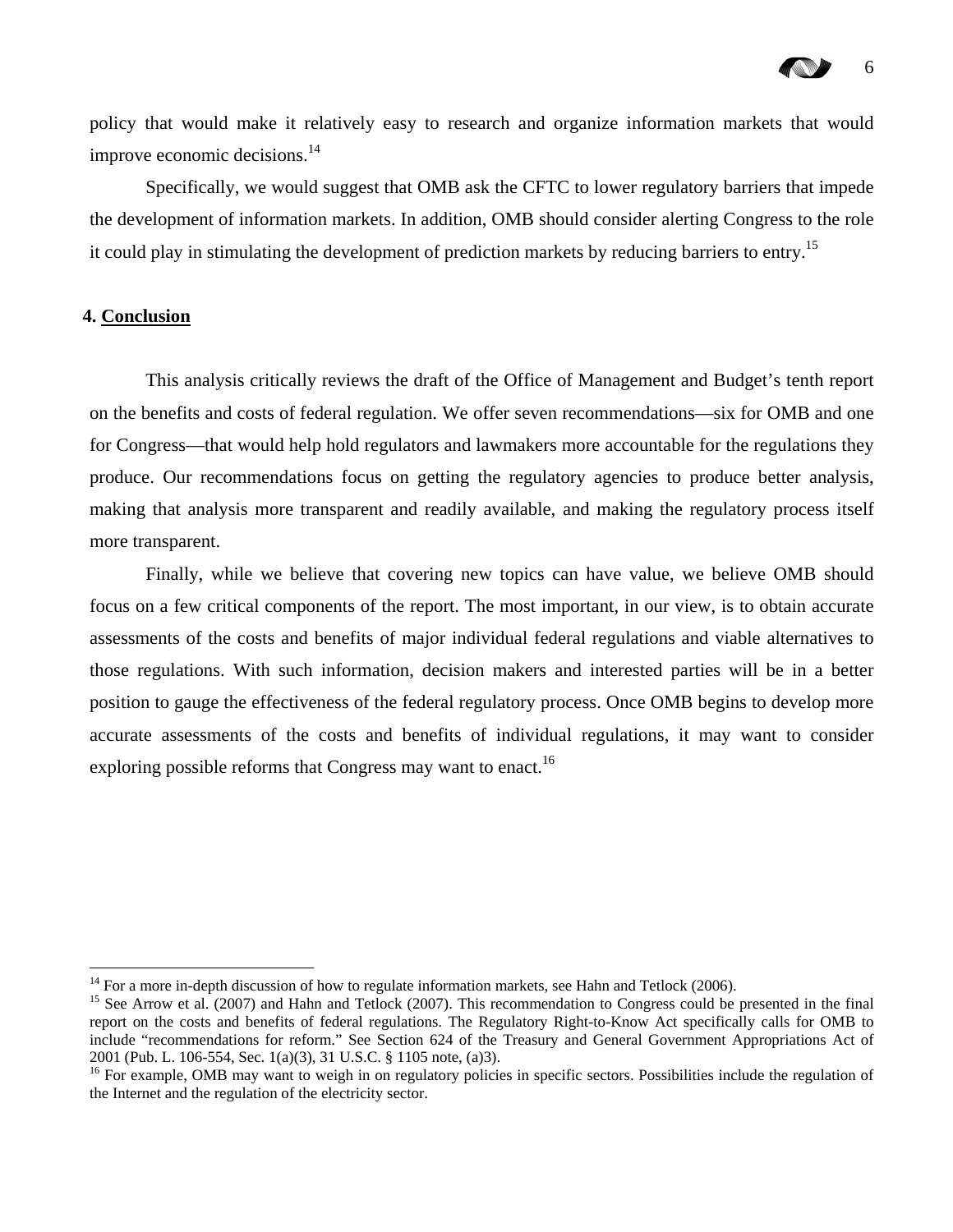policy that would make it relatively easy to research and organize information markets that would improve economic decisions.[14]

Specifically, we would suggest that OMB ask the CFTC to lower regulatory barriers that impede the development of information markets. In addition, OMB should consider alerting Congress to the role it could play in stimulating the development of prediction markets by reducing barriers to entry.[15]

## 4. Conclusion

This analysis critically reviews the draft of the Office of Management and Budget's tenth report on the benefits and costs of federal regulation. We offer seven recommendations—six for OMB and one for Congress—that would help hold regulators and lawmakers more accountable for the regulations they produce. Our recommendations focus on getting the regulatory agencies to produce better analysis, making that analysis more transparent and readily available, and making the regulatory process itself more transparent.

Finally, while we believe that covering new topics can have value, we believe OMB should focus on a few critical components of the report. The most important, in our view, is to obtain accurate assessments of the costs and benefits of major individual federal regulations and viable alternatives to those regulations. With such information, decision makers and interested parties will be in a better position to gauge the effectiveness of the federal regulatory process. Once OMB begins to develop more accurate assessments of the costs and benefits of individual regulations, it may want to consider exploring possible reforms that Congress may want to enact.[16]

---

[14] For a more in-depth discussion of how to regulate information markets, see Hahn and Tetlock (2006).

[15] See Arrow et al. (2007) and Hahn and Tetlock (2007). This recommendation to Congress could be presented in the final report on the costs and benefits of federal regulations. The Regulatory Right-to-Know Act specifically calls for OMB to include "recommendations for reform." See Section 624 of the Treasury and General Government Appropriations Act of 2001 (Pub. L. 106-554, Sec. 1(a)(3), 31 U.S.C. § 1105 note, (a)3).

[16] For example, OMB may want to weigh in on regulatory policies in specific sectors. Possibilities include the regulation of the Internet and the regulation of the electricity sector.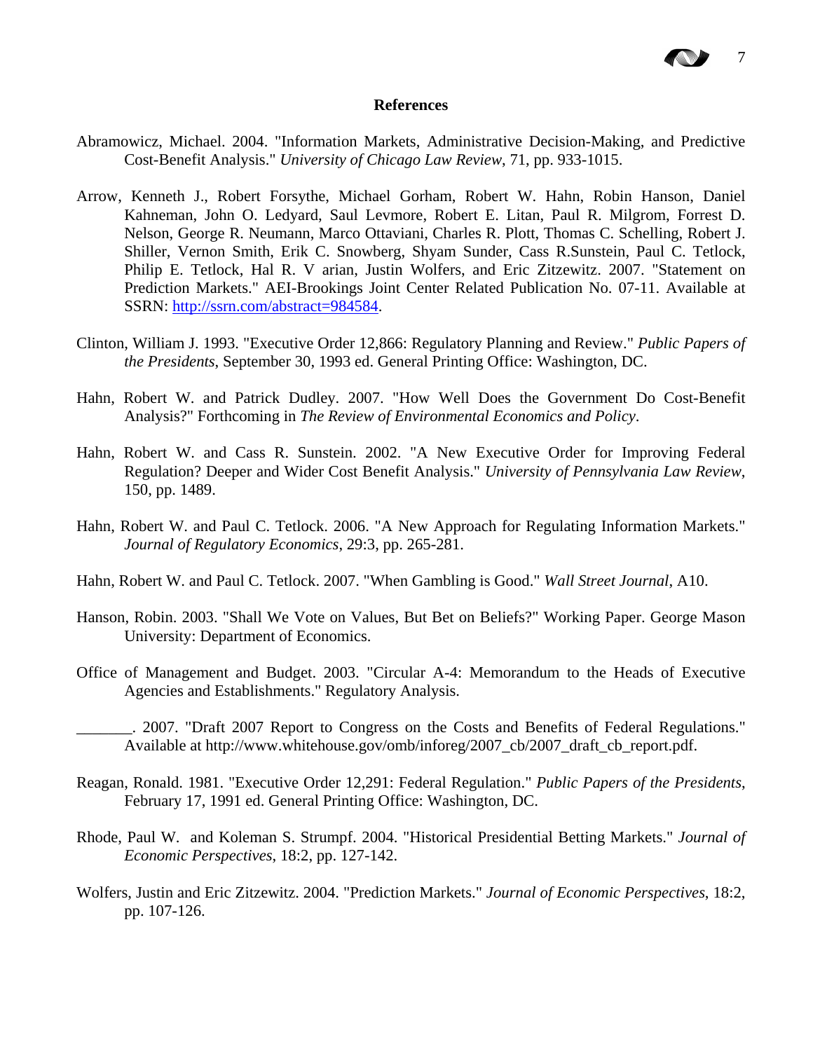## References

Abramowicz, Michael. 2004. "Information Markets, Administrative Decision-Making, and Predictive Cost-Benefit Analysis." *University of Chicago Law Review*, 71, pp. 933-1015.

Arrow, Kenneth J., Robert Forsythe, Michael Gorham, Robert W. Hahn, Robin Hanson, Daniel Kahneman, John O. Ledyard, Saul Levmore, Robert E. Litan, Paul R. Milgrom, Forrest D. Nelson, George R. Neumann, Marco Ottaviani, Charles R. Plott, Thomas C. Schelling, Robert J. Shiller, Vernon Smith, Erik C. Snowberg, Shyam Sunder, Cass R.Sunstein, Paul C. Tetlock, Philip E. Tetlock, Hal R. V arian, Justin Wolfers, and Eric Zitzewitz. 2007. "Statement on Prediction Markets." AEI-Brookings Joint Center Related Publication No. 07-11. Available at SSRN: http://ssrn.com/abstract=984584.

Clinton, William J. 1993. "Executive Order 12,866: Regulatory Planning and Review." *Public Papers of the Presidents*, September 30, 1993 ed. General Printing Office: Washington, DC.

Hahn, Robert W. and Patrick Dudley. 2007. "How Well Does the Government Do Cost-Benefit Analysis?" Forthcoming in *The Review of Environmental Economics and Policy*.

Hahn, Robert W. and Cass R. Sunstein. 2002. "A New Executive Order for Improving Federal Regulation? Deeper and Wider Cost Benefit Analysis." *University of Pennsylvania Law Review*, 150, pp. 1489.

Hahn, Robert W. and Paul C. Tetlock. 2006. "A New Approach for Regulating Information Markets." *Journal of Regulatory Economics*, 29:3, pp. 265-281.

Hahn, Robert W. and Paul C. Tetlock. 2007. "When Gambling is Good." *Wall Street Journal*, A10.

Hanson, Robin. 2003. "Shall We Vote on Values, But Bet on Beliefs?" Working Paper. George Mason University: Department of Economics.

Office of Management and Budget. 2003. "Circular A-4: Memorandum to the Heads of Executive Agencies and Establishments." Regulatory Analysis.

_______. 2007. "Draft 2007 Report to Congress on the Costs and Benefits of Federal Regulations." Available at http://www.whitehouse.gov/omb/inforeg/2007_cb/2007_draft_cb_report.pdf.

Reagan, Ronald. 1981. "Executive Order 12,291: Federal Regulation." *Public Papers of the Presidents*, February 17, 1991 ed. General Printing Office: Washington, DC.

Rhode, Paul W. and Koleman S. Strumpf. 2004. "Historical Presidential Betting Markets." *Journal of Economic Perspectives*, 18:2, pp. 127-142.

Wolfers, Justin and Eric Zitzewitz. 2004. "Prediction Markets." *Journal of Economic Perspectives*, 18:2, pp. 107-126.